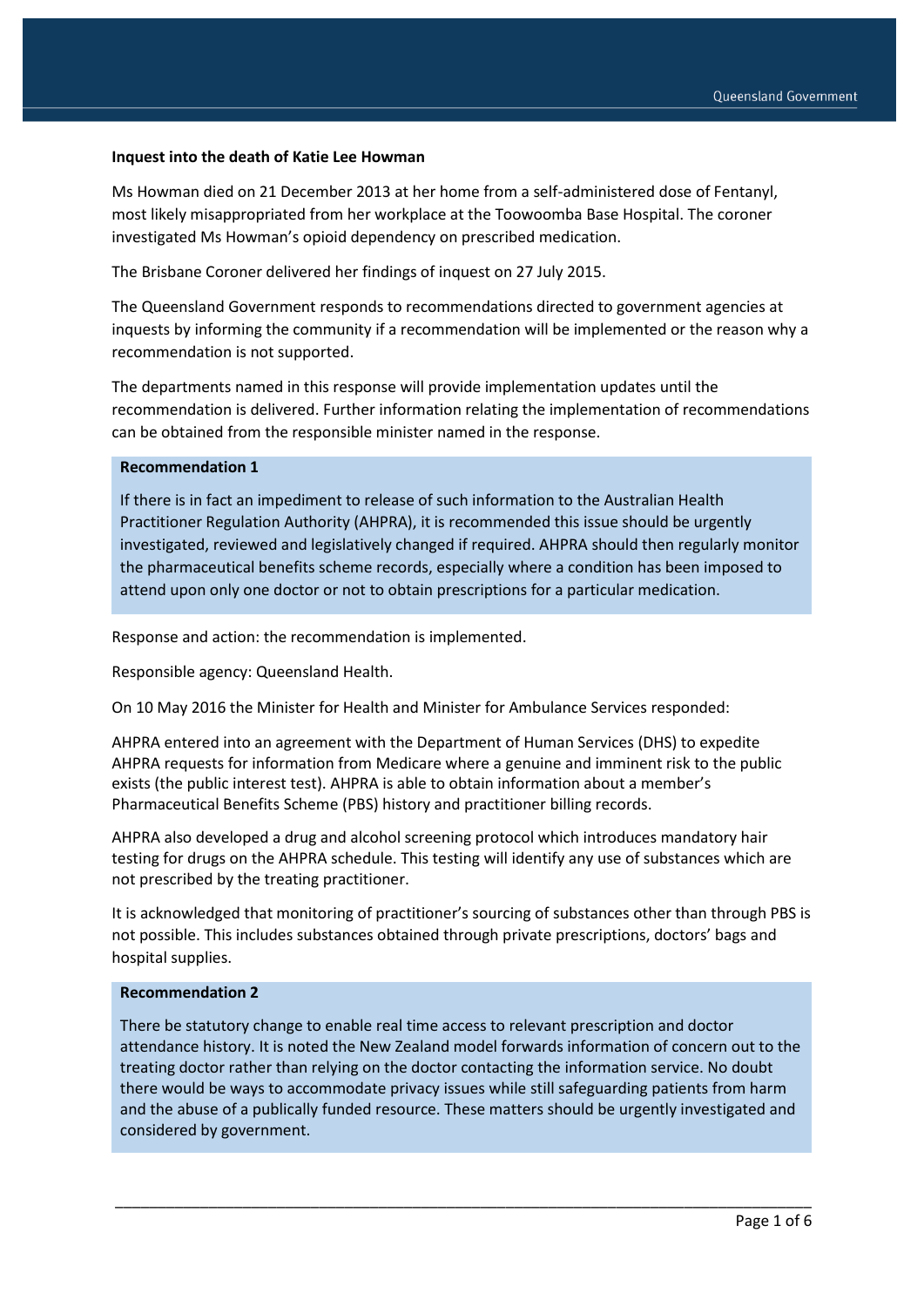**Inquest into the death of Katie Lee Howman**

Ms Howman died on 21 December 2013 at her home from a self-administered dose of Fentanyl, most likely misappropriated from her workplace at the Toowoomba Base Hospital. The coroner investigated Ms Howman's opioid dependency on prescribed medication.

The Brisbane Coroner delivered her findings of inquest on 27 July 2015.

The Queensland Government responds to recommendations directed to government agencies at inquests by informing the community if a recommendation will be implemented or the reason why a recommendation is not supported.

The departments named in this response will provide implementation updates until the recommendation is delivered. Further information relating the implementation of recommendations can be obtained from the responsible minister named in the response.

**Recommendation 1**

If there is in fact an impediment to release of such information to the Australian Health Practitioner Regulation Authority (AHPRA), it is recommended this issue should be urgently investigated, reviewed and legislatively changed if required. AHPRA should then regularly monitor the pharmaceutical benefits scheme records, especially where a condition has been imposed to attend upon only one doctor or not to obtain prescriptions for a particular medication.

Response and action: the recommendation is implemented.

Responsible agency: Queensland Health.

On 10 May 2016 the Minister for Health and Minister for Ambulance Services responded:

AHPRA entered into an agreement with the Department of Human Services (DHS) to expedite AHPRA requests for information from Medicare where a genuine and imminent risk to the public exists (the public interest test). AHPRA is able to obtain information about a member's Pharmaceutical Benefits Scheme (PBS) history and practitioner billing records.

AHPRA also developed a drug and alcohol screening protocol which introduces mandatory hair testing for drugs on the AHPRA schedule. This testing will identify any use of substances which are not prescribed by the treating practitioner.

It is acknowledged that monitoring of practitioner's sourcing of substances other than through PBS is not possible. This includes substances obtained through private prescriptions, doctors' bags and hospital supplies.

**Recommendation 2**

There be statutory change to enable real time access to relevant prescription and doctor attendance history. It is noted the New Zealand model forwards information of concern out to the treating doctor rather than relying on the doctor contacting the information service. No doubt there would be ways to accommodate privacy issues while still safeguarding patients from harm and the abuse of a publically funded resource. These matters should be urgently investigated and considered by government.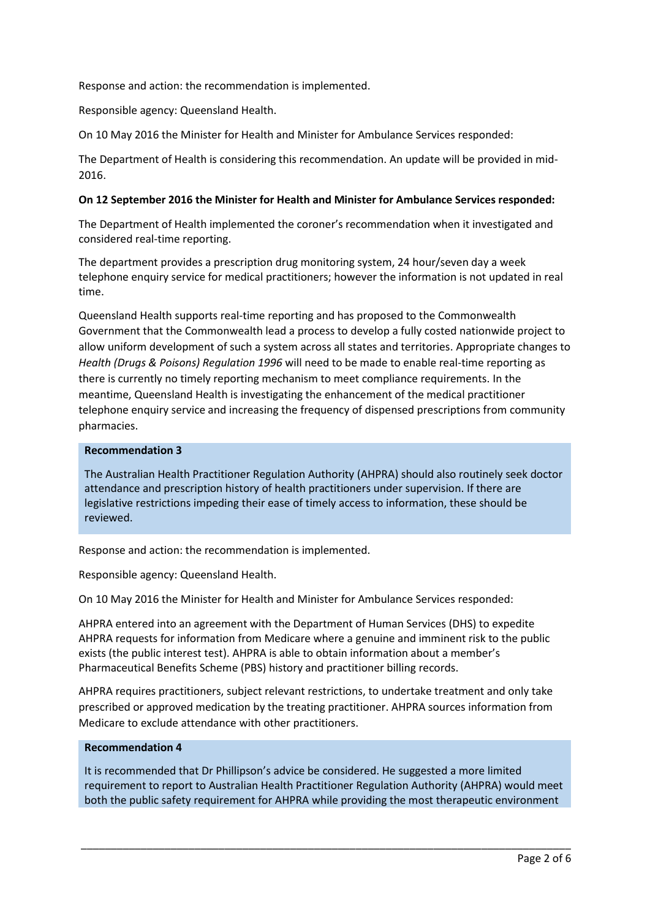Response and action: the recommendation is implemented.

Responsible agency: Queensland Health.

On 10 May 2016 the Minister for Health and Minister for Ambulance Services responded:

The Department of Health is considering this recommendation. An update will be provided in mid-2016.

**On 12 September 2016 the Minister for Health and Minister for Ambulance Services responded:**

The Department of Health implemented the coroner's recommendation when it investigated and considered real-time reporting.

The department provides a prescription drug monitoring system, 24 hour/seven day a week telephone enquiry service for medical practitioners; however the information is not updated in real time.

Queensland Health supports real-time reporting and has proposed to the Commonwealth Government that the Commonwealth lead a process to develop a fully costed nationwide project to allow uniform development of such a system across all states and territories. Appropriate changes to *Health (Drugs & Poisons) Regulation 1996* will need to be made to enable real-time reporting as there is currently no timely reporting mechanism to meet compliance requirements. In the meantime, Queensland Health is investigating the enhancement of the medical practitioner telephone enquiry service and increasing the frequency of dispensed prescriptions from community pharmacies.

**Recommendation 3**

The Australian Health Practitioner Regulation Authority (AHPRA) should also routinely seek doctor attendance and prescription history of health practitioners under supervision. If there are legislative restrictions impeding their ease of timely access to information, these should be reviewed.

Response and action: the recommendation is implemented.

Responsible agency: Queensland Health.

On 10 May 2016 the Minister for Health and Minister for Ambulance Services responded:

AHPRA entered into an agreement with the Department of Human Services (DHS) to expedite AHPRA requests for information from Medicare where a genuine and imminent risk to the public exists (the public interest test). AHPRA is able to obtain information about a member's Pharmaceutical Benefits Scheme (PBS) history and practitioner billing records.

AHPRA requires practitioners, subject relevant restrictions, to undertake treatment and only take prescribed or approved medication by the treating practitioner. AHPRA sources information from Medicare to exclude attendance with other practitioners.

**Recommendation 4**

It is recommended that Dr Phillipson's advice be considered. He suggested a more limited requirement to report to Australian Health Practitioner Regulation Authority (AHPRA) would meet both the public safety requirement for AHPRA while providing the most therapeutic environment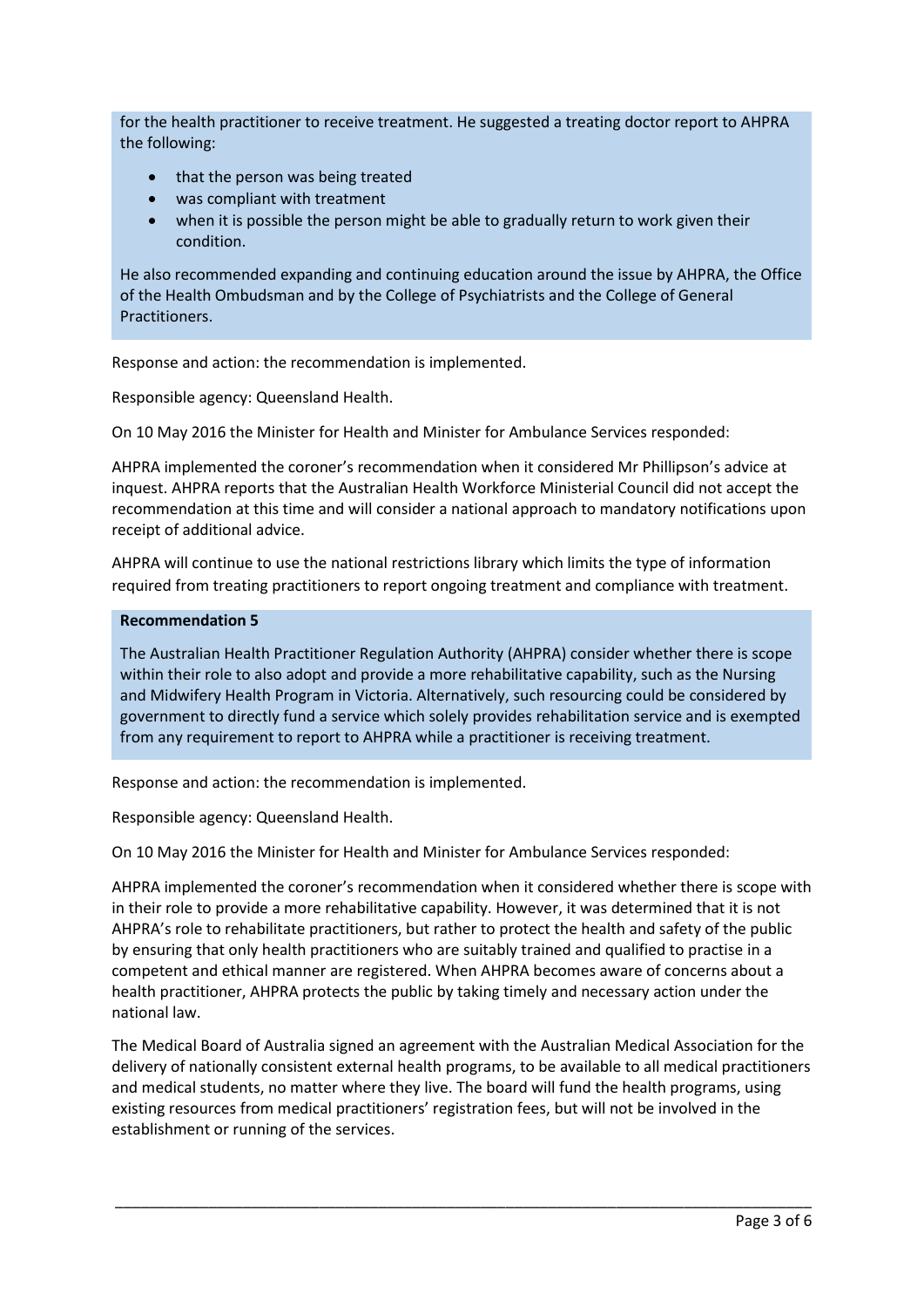for the health practitioner to receive treatment. He suggested a treating doctor report to AHPRA the following:

- that the person was being treated
- was compliant with treatment
- when it is possible the person might be able to gradually return to work given their condition.

He also recommended expanding and continuing education around the issue by AHPRA, the Office of the Health Ombudsman and by the College of Psychiatrists and the College of General Practitioners.

Response and action: the recommendation is implemented.

Responsible agency: Queensland Health.

On 10 May 2016 the Minister for Health and Minister for Ambulance Services responded:

AHPRA implemented the coroner's recommendation when it considered Mr Phillipson's advice at inquest. AHPRA reports that the Australian Health Workforce Ministerial Council did not accept the recommendation at this time and will consider a national approach to mandatory notifications upon receipt of additional advice.

AHPRA will continue to use the national restrictions library which limits the type of information required from treating practitioners to report ongoing treatment and compliance with treatment.

**Recommendation 5**

The Australian Health Practitioner Regulation Authority (AHPRA) consider whether there is scope within their role to also adopt and provide a more rehabilitative capability, such as the Nursing and Midwifery Health Program in Victoria. Alternatively, such resourcing could be considered by government to directly fund a service which solely provides rehabilitation service and is exempted from any requirement to report to AHPRA while a practitioner is receiving treatment.

Response and action: the recommendation is implemented.

Responsible agency: Queensland Health.

On 10 May 2016 the Minister for Health and Minister for Ambulance Services responded:

AHPRA implemented the coroner's recommendation when it considered whether there is scope with in their role to provide a more rehabilitative capability. However, it was determined that it is not AHPRA's role to rehabilitate practitioners, but rather to protect the health and safety of the public by ensuring that only health practitioners who are suitably trained and qualified to practise in a competent and ethical manner are registered. When AHPRA becomes aware of concerns about a health practitioner, AHPRA protects the public by taking timely and necessary action under the national law.

The Medical Board of Australia signed an agreement with the Australian Medical Association for the delivery of nationally consistent external health programs, to be available to all medical practitioners and medical students, no matter where they live. The board will fund the health programs, using existing resources from medical practitioners' registration fees, but will not be involved in the establishment or running of the services.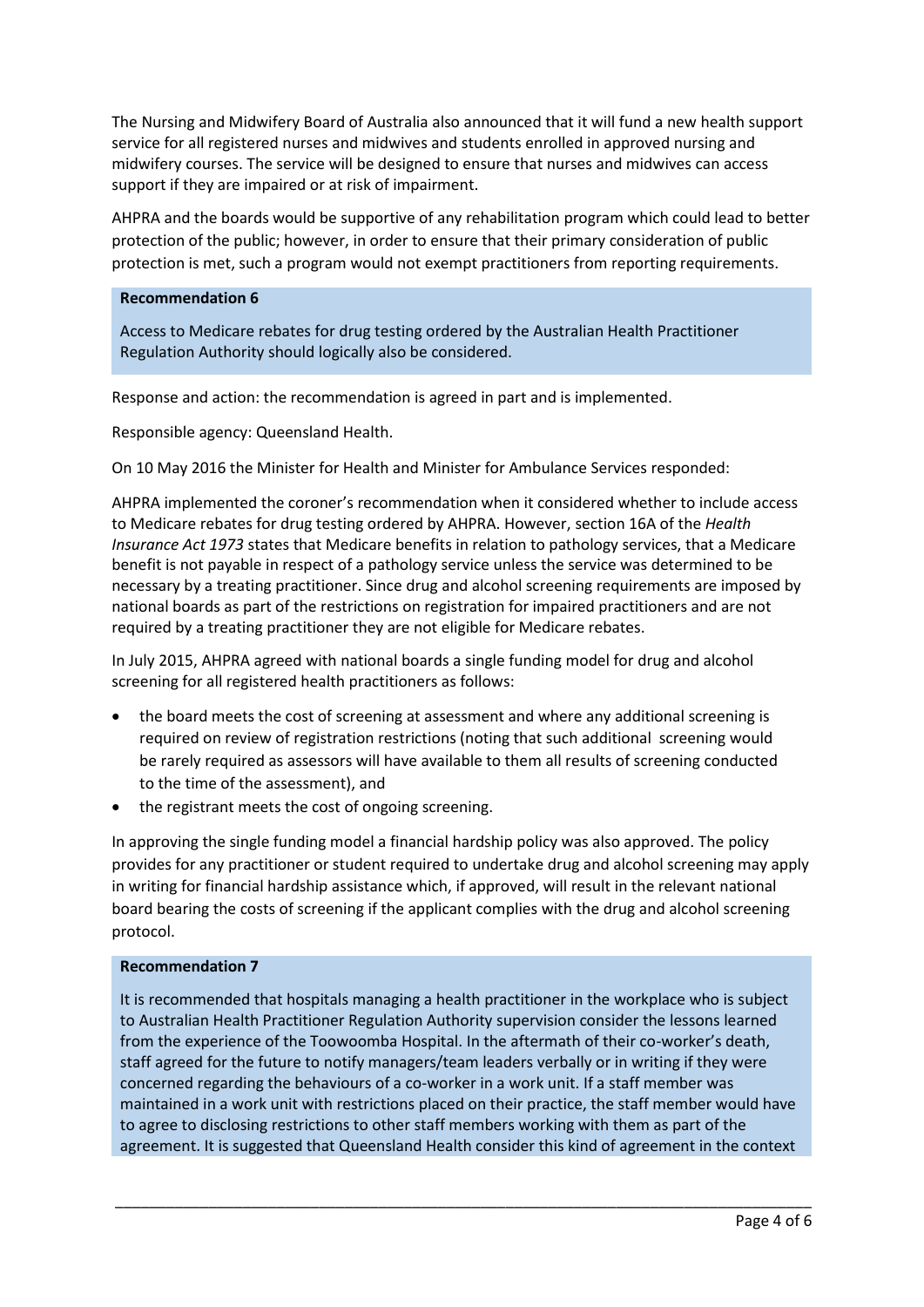The Nursing and Midwifery Board of Australia also announced that it will fund a new health support service for all registered nurses and midwives and students enrolled in approved nursing and midwifery courses. The service will be designed to ensure that nurses and midwives can access support if they are impaired or at risk of impairment.

AHPRA and the boards would be supportive of any rehabilitation program which could lead to better protection of the public; however, in order to ensure that their primary consideration of public protection is met, such a program would not exempt practitioners from reporting requirements.

**Recommendation 6**

Access to Medicare rebates for drug testing ordered by the Australian Health Practitioner Regulation Authority should logically also be considered.

Response and action: the recommendation is agreed in part and is implemented.

Responsible agency: Queensland Health.

On 10 May 2016 the Minister for Health and Minister for Ambulance Services responded:

AHPRA implemented the coroner's recommendation when it considered whether to include access to Medicare rebates for drug testing ordered by AHPRA. However, section 16A of the *Health Insurance Act 1973* states that Medicare benefits in relation to pathology services, that a Medicare benefit is not payable in respect of a pathology service unless the service was determined to be necessary by a treating practitioner. Since drug and alcohol screening requirements are imposed by national boards as part of the restrictions on registration for impaired practitioners and are not required by a treating practitioner they are not eligible for Medicare rebates.

In July 2015, AHPRA agreed with national boards a single funding model for drug and alcohol screening for all registered health practitioners as follows:

- the board meets the cost of screening at assessment and where any additional screening is required on review of registration restrictions (noting that such additional screening would be rarely required as assessors will have available to them all results of screening conducted to the time of the assessment), and
- the registrant meets the cost of ongoing screening.

In approving the single funding model a financial hardship policy was also approved. The policy provides for any practitioner or student required to undertake drug and alcohol screening may apply in writing for financial hardship assistance which, if approved, will result in the relevant national board bearing the costs of screening if the applicant complies with the drug and alcohol screening protocol.

**Recommendation 7**

It is recommended that hospitals managing a health practitioner in the workplace who is subject to Australian Health Practitioner Regulation Authority supervision consider the lessons learned from the experience of the Toowoomba Hospital. In the aftermath of their co-worker's death, staff agreed for the future to notify managers/team leaders verbally or in writing if they were concerned regarding the behaviours of a co-worker in a work unit. If a staff member was maintained in a work unit with restrictions placed on their practice, the staff member would have to agree to disclosing restrictions to other staff members working with them as part of the agreement. It is suggested that Queensland Health consider this kind of agreement in the context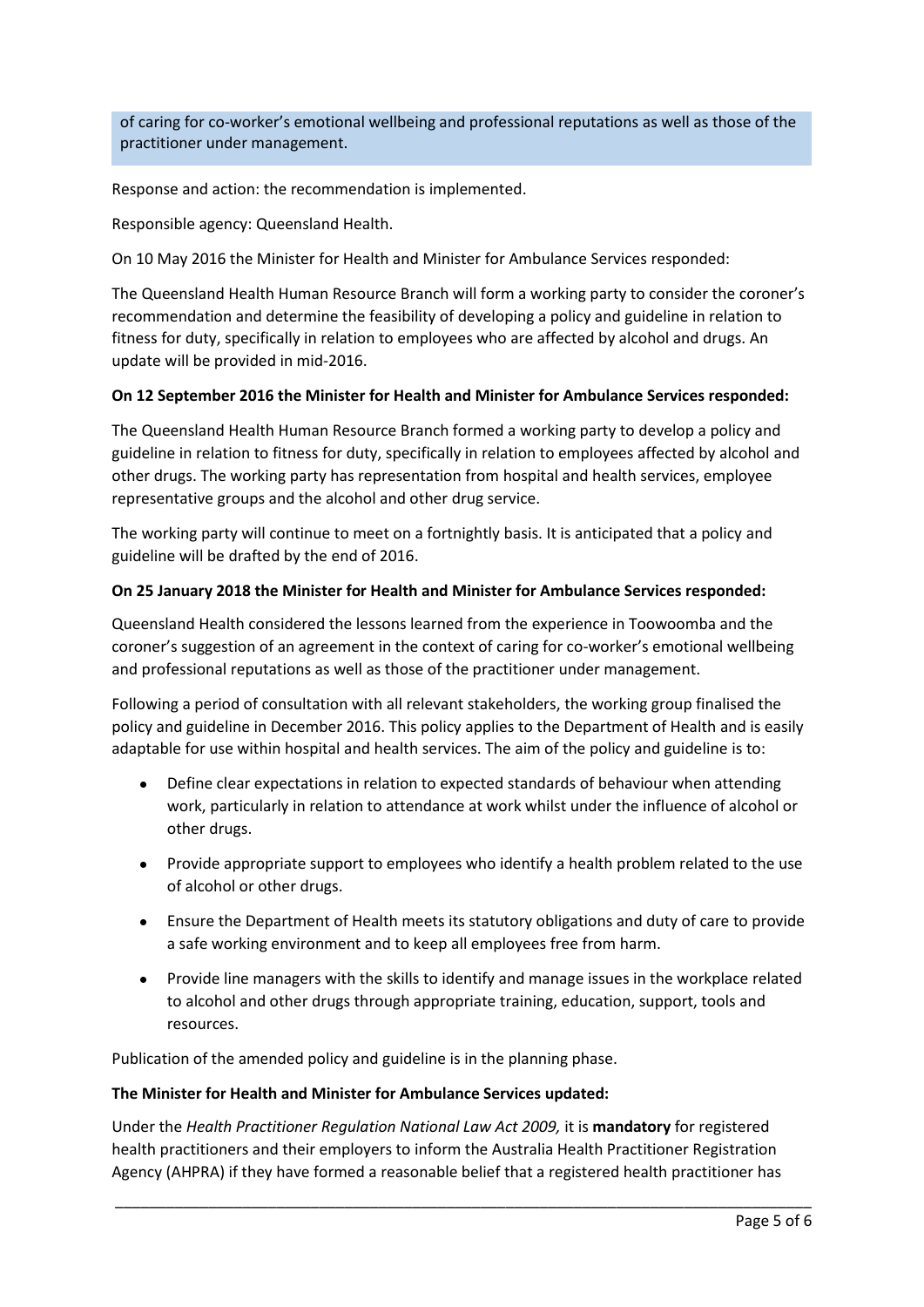of caring for co-worker's emotional wellbeing and professional reputations as well as those of the practitioner under management.

Response and action: the recommendation is implemented.

Responsible agency: Queensland Health.

On 10 May 2016 the Minister for Health and Minister for Ambulance Services responded:

The Queensland Health Human Resource Branch will form a working party to consider the coroner's recommendation and determine the feasibility of developing a policy and guideline in relation to fitness for duty, specifically in relation to employees who are affected by alcohol and drugs. An update will be provided in mid-2016.

**On 12 September 2016 the Minister for Health and Minister for Ambulance Services responded:**

The Queensland Health Human Resource Branch formed a working party to develop a policy and guideline in relation to fitness for duty, specifically in relation to employees affected by alcohol and other drugs. The working party has representation from hospital and health services, employee representative groups and the alcohol and other drug service.

The working party will continue to meet on a fortnightly basis. It is anticipated that a policy and guideline will be drafted by the end of 2016.

**On 25 January 2018 the Minister for Health and Minister for Ambulance Services responded:**

Queensland Health considered the lessons learned from the experience in Toowoomba and the coroner's suggestion of an agreement in the context of caring for co-worker's emotional wellbeing and professional reputations as well as those of the practitioner under management.

Following a period of consultation with all relevant stakeholders, the working group finalised the policy and guideline in December 2016. This policy applies to the Department of Health and is easily adaptable for use within hospital and health services. The aim of the policy and guideline is to:

- Define clear expectations in relation to expected standards of behaviour when attending work, particularly in relation to attendance at work whilst under the influence of alcohol or other drugs.
- Provide appropriate support to employees who identify a health problem related to the use of alcohol or other drugs.
- Ensure the Department of Health meets its statutory obligations and duty of care to provide a safe working environment and to keep all employees free from harm.
- Provide line managers with the skills to identify and manage issues in the workplace related to alcohol and other drugs through appropriate training, education, support, tools and resources.

Publication of the amended policy and guideline is in the planning phase.

**The Minister for Health and Minister for Ambulance Services updated:**

Under the *Health Practitioner Regulation National Law Act 2009,* it is **mandatory** for registered health practitioners and their employers to inform the Australia Health Practitioner Registration Agency (AHPRA) if they have formed a reasonable belief that a registered health practitioner has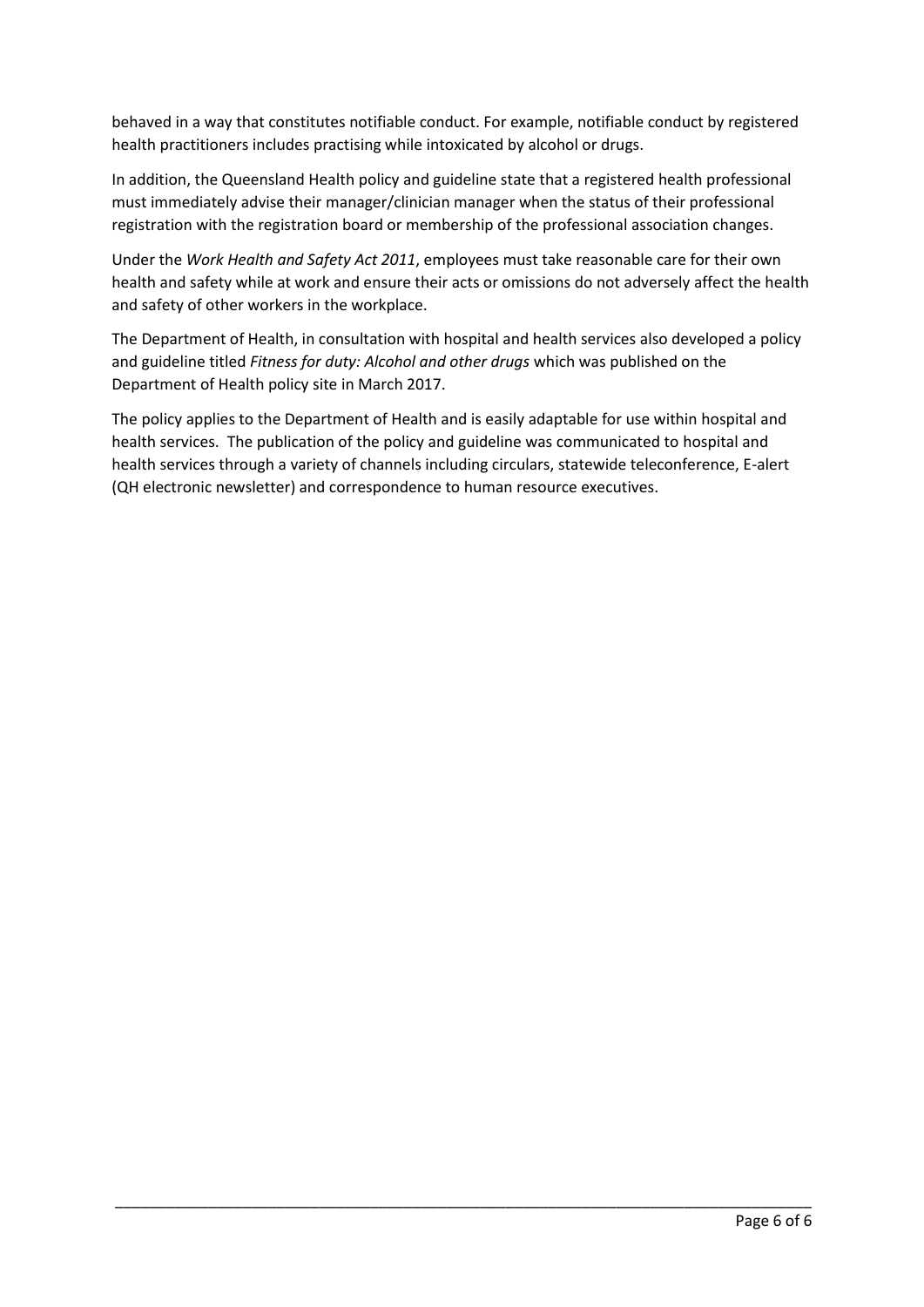behaved in a way that constitutes notifiable conduct. For example, notifiable conduct by registered health practitioners includes practising while intoxicated by alcohol or drugs.

In addition, the Queensland Health policy and guideline state that a registered health professional must immediately advise their manager/clinician manager when the status of their professional registration with the registration board or membership of the professional association changes.

Under the *Work Health and Safety Act 2011*, employees must take reasonable care for their own health and safety while at work and ensure their acts or omissions do not adversely affect the health and safety of other workers in the workplace.

The Department of Health, in consultation with hospital and health services also developed a policy and guideline titled *Fitness for duty: Alcohol and other drugs* which was published on the Department of Health policy site in March 2017.

The policy applies to the Department of Health and is easily adaptable for use within hospital and health services. The publication of the policy and guideline was communicated to hospital and health services through a variety of channels including circulars, statewide teleconference, E-alert (QH electronic newsletter) and correspondence to human resource executives.